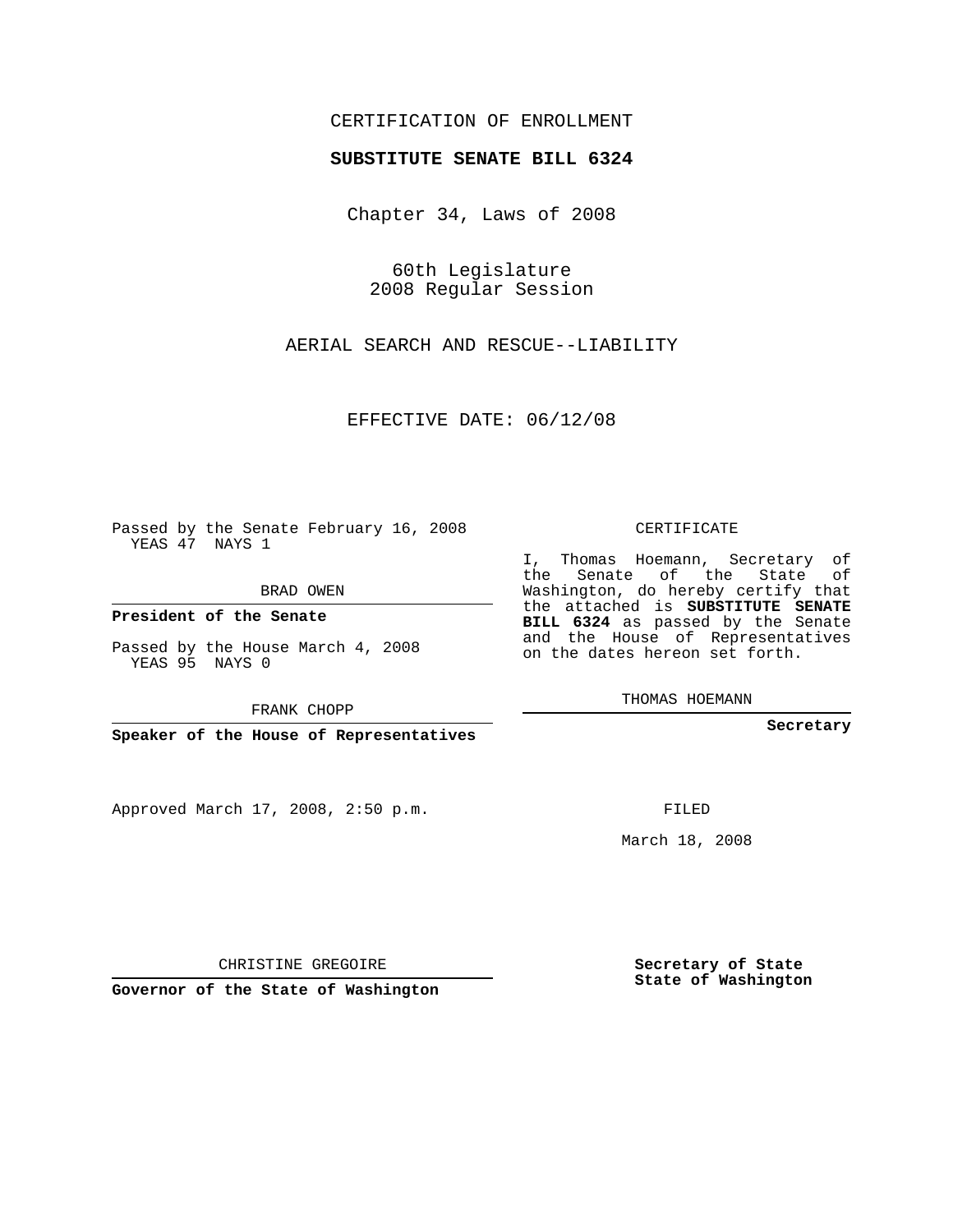CERTIFICATION OF ENROLLMENT

**SUBSTITUTE SENATE BILL 6324**

Chapter 34, Laws of 2008

60th Legislature
2008 Regular Session

AERIAL SEARCH AND RESCUE--LIABILITY

EFFECTIVE DATE: 06/12/08

Passed by the Senate February 16, 2008
YEAS 47 NAYS 1

BRAD OWEN

**President of the Senate**

Passed by the House March 4, 2008
YEAS 95 NAYS 0

FRANK CHOPP

**Speaker of the House of Representatives**

Approved March 17, 2008, 2:50 p.m.

CHRISTINE GREGOIRE

**Governor of the State of Washington**

CERTIFICATE

I, Thomas Hoemann, Secretary of the Senate of the State of Washington, do hereby certify that the attached is **SUBSTITUTE SENATE BILL 6324** as passed by the Senate and the House of Representatives on the dates hereon set forth.

THOMAS HOEMANN

**Secretary**

FILED

March 18, 2008

**Secretary of State**
**State of Washington**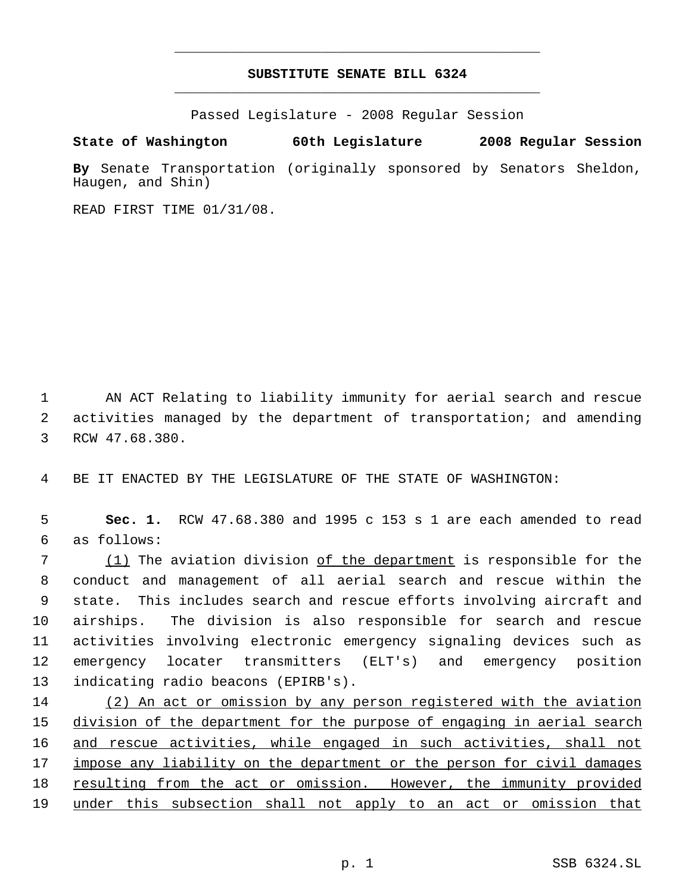# SUBSTITUTE SENATE BILL 6324

Passed Legislature - 2008 Regular Session

**State of Washington 60th Legislature 2008 Regular Session**

**By** Senate Transportation (originally sponsored by Senators Sheldon, Haugen, and Shin)

READ FIRST TIME 01/31/08.

AN ACT Relating to liability immunity for aerial search and rescue activities managed by the department of transportation; and amending RCW 47.68.380.

BE IT ENACTED BY THE LEGISLATURE OF THE STATE OF WASHINGTON:

**Sec. 1.** RCW 47.68.380 and 1995 c 153 s 1 are each amended to read as follows:

(1) The aviation division of the department is responsible for the conduct and management of all aerial search and rescue within the state. This includes search and rescue efforts involving aircraft and airships. The division is also responsible for search and rescue activities involving electronic emergency signaling devices such as emergency locater transmitters (ELT's) and emergency position indicating radio beacons (EPIRB's).

(2) An act or omission by any person registered with the aviation division of the department for the purpose of engaging in aerial search and rescue activities, while engaged in such activities, shall not impose any liability on the department or the person for civil damages resulting from the act or omission. However, the immunity provided under this subsection shall not apply to an act or omission that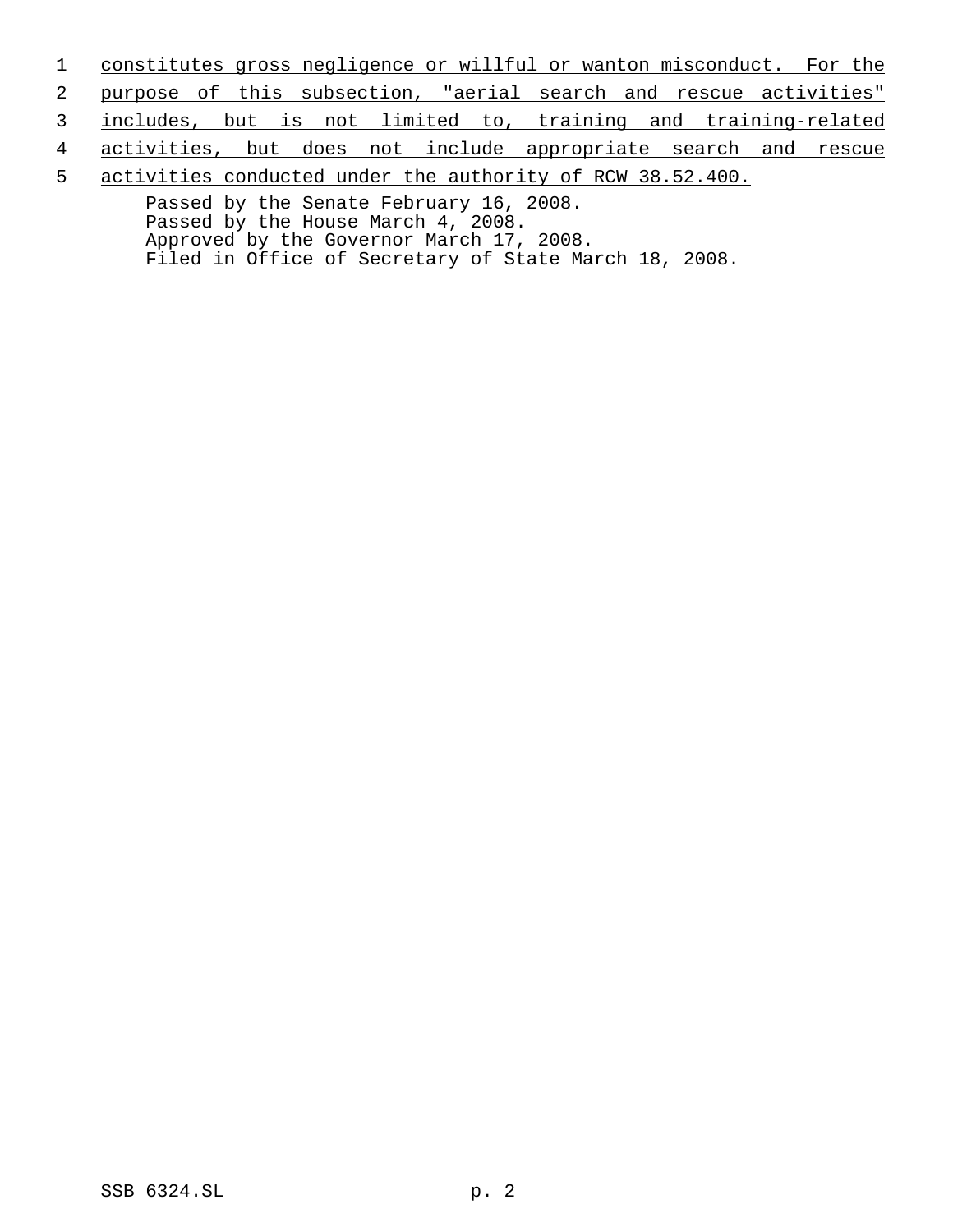constitutes gross negligence or willful or wanton misconduct. For the purpose of this subsection, "aerial search and rescue activities" includes, but is not limited to, training and training-related activities, but does not include appropriate search and rescue activities conducted under the authority of RCW 38.52.400.

Passed by the Senate February 16, 2008.
Passed by the House March 4, 2008.
Approved by the Governor March 17, 2008.
Filed in Office of Secretary of State March 18, 2008.